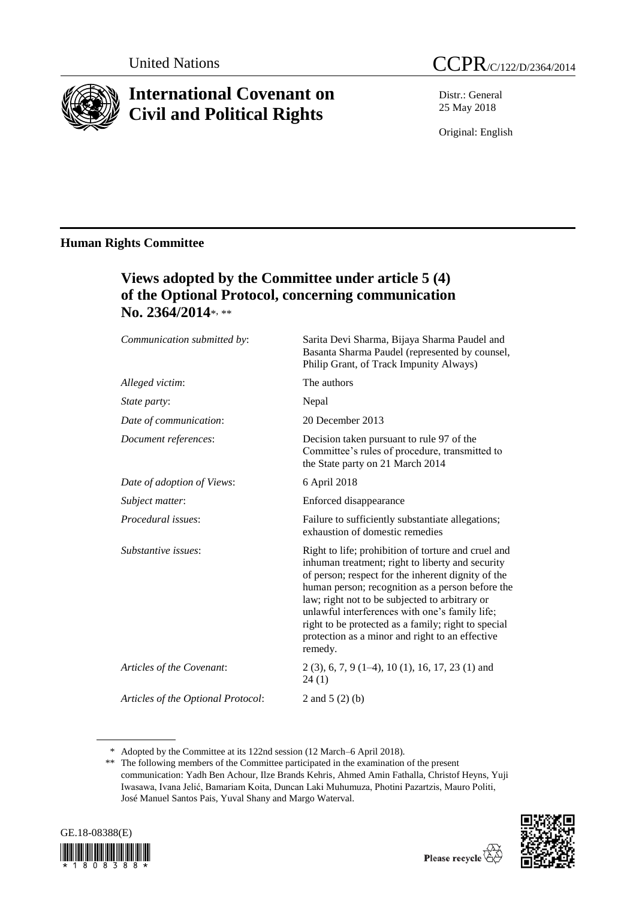United Nations

CCPR/C/122/D/2364/2014

# International Covenant on Civil and Political Rights

Distr.: General
25 May 2018

Original: English

## Human Rights Committee

### Views adopted by the Committee under article 5 (4) of the Optional Protocol, concerning communication No. 2364/2014*, **

| | |
|---|---|
| *Communication submitted by*: | Sarita Devi Sharma, Bijaya Sharma Paudel and Basanta Sharma Paudel (represented by counsel, Philip Grant, of Track Impunity Always) |
| *Alleged victim*: | The authors |
| *State party*: | Nepal |
| *Date of communication*: | 20 December 2013 |
| *Document references*: | Decision taken pursuant to rule 97 of the Committee's rules of procedure, transmitted to the State party on 21 March 2014 |
| *Date of adoption of Views*: | 6 April 2018 |
| *Subject matter*: | Enforced disappearance |
| *Procedural issues*: | Failure to sufficiently substantiate allegations; exhaustion of domestic remedies |
| *Substantive issues*: | Right to life; prohibition of torture and cruel and inhuman treatment; right to liberty and security of person; respect for the inherent dignity of the human person; recognition as a person before the law; right not to be subjected to arbitrary or unlawful interferences with one's family life; right to be protected as a family; right to special protection as a minor and right to an effective remedy. |
| *Articles of the Covenant*: | 2 (3), 6, 7, 9 (1–4), 10 (1), 16, 17, 23 (1) and 24 (1) |
| *Articles of the Optional Protocol*: | 2 and 5 (2) (b) |

\* Adopted by the Committee at its 122nd session (12 March–6 April 2018).

\*\* The following members of the Committee participated in the examination of the present communication: Yadh Ben Achour, Ilze Brands Kehris, Ahmed Amin Fathalla, Christof Heyns, Yuji Iwasawa, Ivana Jelić, Bamariam Koita, Duncan Laki Muhumuza, Photini Pazartzis, Mauro Politi, José Manuel Santos Pais, Yuval Shany and Margo Waterval.

GE.18-08388(E)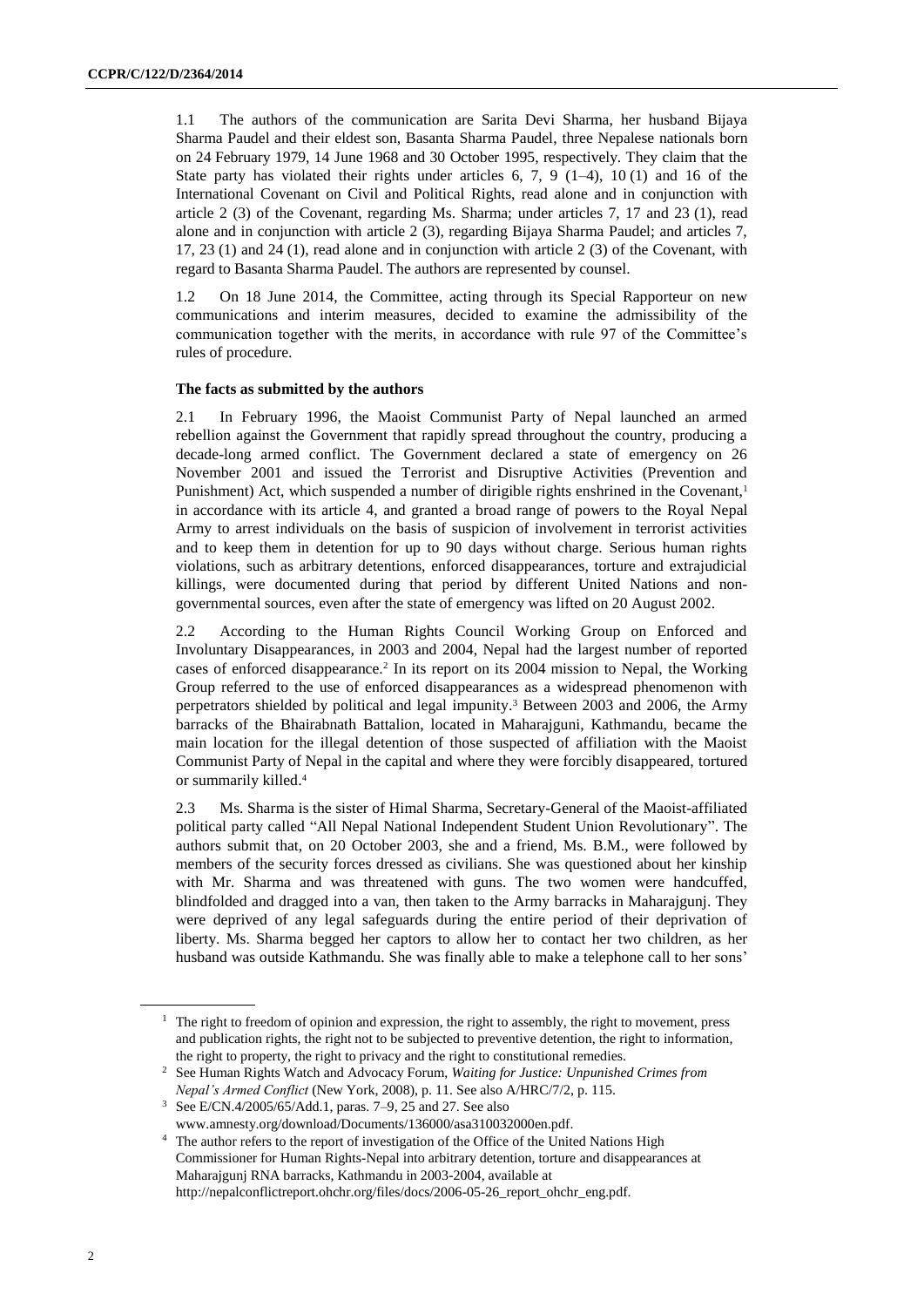1.1 The authors of the communication are Sarita Devi Sharma, her husband Bijaya Sharma Paudel and their eldest son, Basanta Sharma Paudel, three Nepalese nationals born on 24 February 1979, 14 June 1968 and 30 October 1995, respectively. They claim that the State party has violated their rights under articles 6, 7, 9 (1–4), 10 (1) and 16 of the International Covenant on Civil and Political Rights, read alone and in conjunction with article 2 (3) of the Covenant, regarding Ms. Sharma; under articles 7, 17 and 23 (1), read alone and in conjunction with article 2 (3), regarding Bijaya Sharma Paudel; and articles 7, 17, 23 (1) and 24 (1), read alone and in conjunction with article 2 (3) of the Covenant, with regard to Basanta Sharma Paudel. The authors are represented by counsel.

1.2 On 18 June 2014, the Committee, acting through its Special Rapporteur on new communications and interim measures, decided to examine the admissibility of the communication together with the merits, in accordance with rule 97 of the Committee's rules of procedure.

### The facts as submitted by the authors

2.1 In February 1996, the Maoist Communist Party of Nepal launched an armed rebellion against the Government that rapidly spread throughout the country, producing a decade-long armed conflict. The Government declared a state of emergency on 26 November 2001 and issued the Terrorist and Disruptive Activities (Prevention and Punishment) Act, which suspended a number of dirigible rights enshrined in the Covenant,[1] in accordance with its article 4, and granted a broad range of powers to the Royal Nepal Army to arrest individuals on the basis of suspicion of involvement in terrorist activities and to keep them in detention for up to 90 days without charge. Serious human rights violations, such as arbitrary detentions, enforced disappearances, torture and extrajudicial killings, were documented during that period by different United Nations and non-governmental sources, even after the state of emergency was lifted on 20 August 2002.

2.2 According to the Human Rights Council Working Group on Enforced and Involuntary Disappearances, in 2003 and 2004, Nepal had the largest number of reported cases of enforced disappearance.[2] In its report on its 2004 mission to Nepal, the Working Group referred to the use of enforced disappearances as a widespread phenomenon with perpetrators shielded by political and legal impunity.[3] Between 2003 and 2006, the Army barracks of the Bhairabnath Battalion, located in Maharajgunj, Kathmandu, became the main location for the illegal detention of those suspected of affiliation with the Maoist Communist Party of Nepal in the capital and where they were forcibly disappeared, tortured or summarily killed.[4]

2.3 Ms. Sharma is the sister of Himal Sharma, Secretary-General of the Maoist-affiliated political party called "All Nepal National Independent Student Union Revolutionary". The authors submit that, on 20 October 2003, she and a friend, Ms. B.M., were followed by members of the security forces dressed as civilians. She was questioned about her kinship with Mr. Sharma and was threatened with guns. The two women were handcuffed, blindfolded and dragged into a van, then taken to the Army barracks in Maharajgunj. They were deprived of any legal safeguards during the entire period of their deprivation of liberty. Ms. Sharma begged her captors to allow her to contact her two children, as her husband was outside Kathmandu. She was finally able to make a telephone call to her sons'

---

[1] The right to freedom of opinion and expression, the right to assembly, the right to movement, press and publication rights, the right not to be subjected to preventive detention, the right to information, the right to property, the right to privacy and the right to constitutional remedies.

[2] See Human Rights Watch and Advocacy Forum, *Waiting for Justice: Unpunished Crimes from Nepal's Armed Conflict* (New York, 2008), p. 11. See also A/HRC/7/2, p. 115.

[3] See E/CN.4/2005/65/Add.1, paras. 7–9, 25 and 27. See also www.amnesty.org/download/Documents/136000/asa310032000en.pdf.

[4] The author refers to the report of investigation of the Office of the United Nations High Commissioner for Human Rights-Nepal into arbitrary detention, torture and disappearances at Maharajgunj RNA barracks, Kathmandu in 2003-2004, available at http://nepalconflictreport.ohchr.org/files/docs/2006-05-26_report_ohchr_eng.pdf.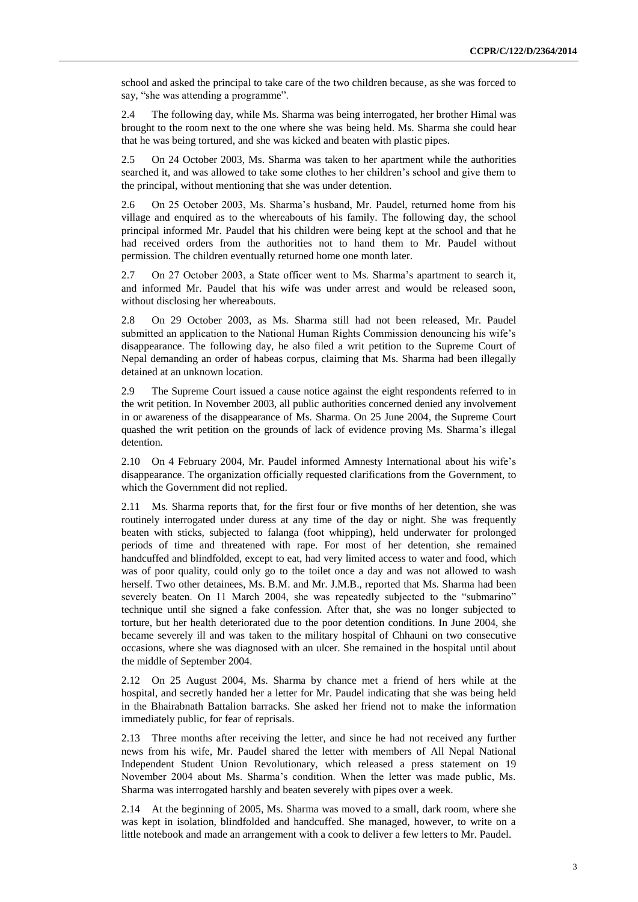school and asked the principal to take care of the two children because, as she was forced to say, "she was attending a programme".

2.4 The following day, while Ms. Sharma was being interrogated, her brother Himal was brought to the room next to the one where she was being held. Ms. Sharma she could hear that he was being tortured, and she was kicked and beaten with plastic pipes.

2.5 On 24 October 2003, Ms. Sharma was taken to her apartment while the authorities searched it, and was allowed to take some clothes to her children's school and give them to the principal, without mentioning that she was under detention.

2.6 On 25 October 2003, Ms. Sharma's husband, Mr. Paudel, returned home from his village and enquired as to the whereabouts of his family. The following day, the school principal informed Mr. Paudel that his children were being kept at the school and that he had received orders from the authorities not to hand them to Mr. Paudel without permission. The children eventually returned home one month later.

2.7 On 27 October 2003, a State officer went to Ms. Sharma's apartment to search it, and informed Mr. Paudel that his wife was under arrest and would be released soon, without disclosing her whereabouts.

2.8 On 29 October 2003, as Ms. Sharma still had not been released, Mr. Paudel submitted an application to the National Human Rights Commission denouncing his wife's disappearance. The following day, he also filed a writ petition to the Supreme Court of Nepal demanding an order of habeas corpus, claiming that Ms. Sharma had been illegally detained at an unknown location.

2.9 The Supreme Court issued a cause notice against the eight respondents referred to in the writ petition. In November 2003, all public authorities concerned denied any involvement in or awareness of the disappearance of Ms. Sharma. On 25 June 2004, the Supreme Court quashed the writ petition on the grounds of lack of evidence proving Ms. Sharma's illegal detention.

2.10 On 4 February 2004, Mr. Paudel informed Amnesty International about his wife's disappearance. The organization officially requested clarifications from the Government, to which the Government did not replied.

2.11 Ms. Sharma reports that, for the first four or five months of her detention, she was routinely interrogated under duress at any time of the day or night. She was frequently beaten with sticks, subjected to falanga (foot whipping), held underwater for prolonged periods of time and threatened with rape. For most of her detention, she remained handcuffed and blindfolded, except to eat, had very limited access to water and food, which was of poor quality, could only go to the toilet once a day and was not allowed to wash herself. Two other detainees, Ms. B.M. and Mr. J.M.B., reported that Ms. Sharma had been severely beaten. On 11 March 2004, she was repeatedly subjected to the "submarino" technique until she signed a fake confession. After that, she was no longer subjected to torture, but her health deteriorated due to the poor detention conditions. In June 2004, she became severely ill and was taken to the military hospital of Chhauni on two consecutive occasions, where she was diagnosed with an ulcer. She remained in the hospital until about the middle of September 2004.

2.12 On 25 August 2004, Ms. Sharma by chance met a friend of hers while at the hospital, and secretly handed her a letter for Mr. Paudel indicating that she was being held in the Bhairabnath Battalion barracks. She asked her friend not to make the information immediately public, for fear of reprisals.

2.13 Three months after receiving the letter, and since he had not received any further news from his wife, Mr. Paudel shared the letter with members of All Nepal National Independent Student Union Revolutionary, which released a press statement on 19 November 2004 about Ms. Sharma's condition. When the letter was made public, Ms. Sharma was interrogated harshly and beaten severely with pipes over a week.

2.14 At the beginning of 2005, Ms. Sharma was moved to a small, dark room, where she was kept in isolation, blindfolded and handcuffed. She managed, however, to write on a little notebook and made an arrangement with a cook to deliver a few letters to Mr. Paudel.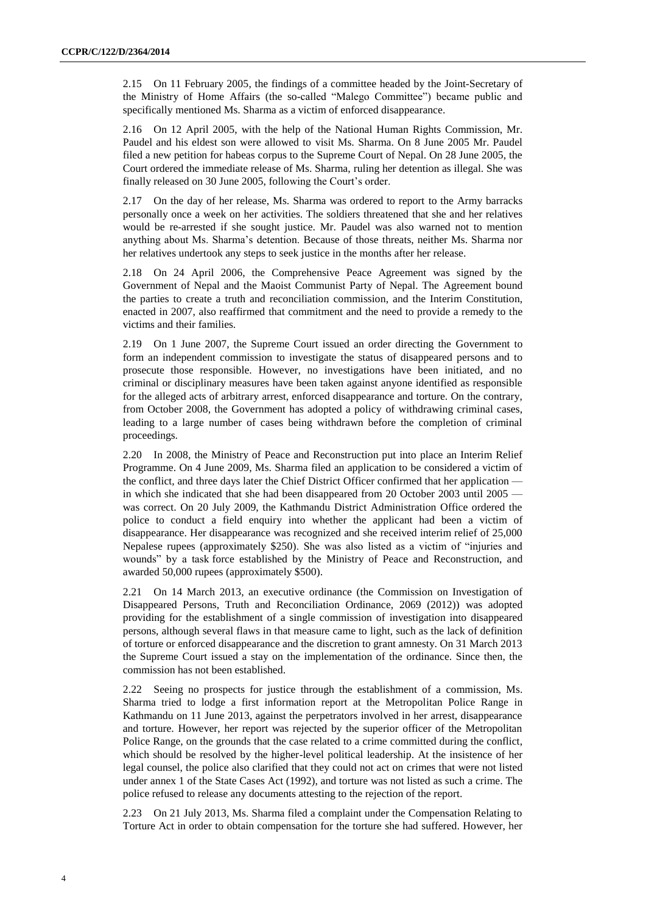2.15 On 11 February 2005, the findings of a committee headed by the Joint-Secretary of the Ministry of Home Affairs (the so-called "Malego Committee") became public and specifically mentioned Ms. Sharma as a victim of enforced disappearance.

2.16 On 12 April 2005, with the help of the National Human Rights Commission, Mr. Paudel and his eldest son were allowed to visit Ms. Sharma. On 8 June 2005 Mr. Paudel filed a new petition for habeas corpus to the Supreme Court of Nepal. On 28 June 2005, the Court ordered the immediate release of Ms. Sharma, ruling her detention as illegal. She was finally released on 30 June 2005, following the Court's order.

2.17 On the day of her release, Ms. Sharma was ordered to report to the Army barracks personally once a week on her activities. The soldiers threatened that she and her relatives would be re-arrested if she sought justice. Mr. Paudel was also warned not to mention anything about Ms. Sharma's detention. Because of those threats, neither Ms. Sharma nor her relatives undertook any steps to seek justice in the months after her release.

2.18 On 24 April 2006, the Comprehensive Peace Agreement was signed by the Government of Nepal and the Maoist Communist Party of Nepal. The Agreement bound the parties to create a truth and reconciliation commission, and the Interim Constitution, enacted in 2007, also reaffirmed that commitment and the need to provide a remedy to the victims and their families.

2.19 On 1 June 2007, the Supreme Court issued an order directing the Government to form an independent commission to investigate the status of disappeared persons and to prosecute those responsible. However, no investigations have been initiated, and no criminal or disciplinary measures have been taken against anyone identified as responsible for the alleged acts of arbitrary arrest, enforced disappearance and torture. On the contrary, from October 2008, the Government has adopted a policy of withdrawing criminal cases, leading to a large number of cases being withdrawn before the completion of criminal proceedings.

2.20 In 2008, the Ministry of Peace and Reconstruction put into place an Interim Relief Programme. On 4 June 2009, Ms. Sharma filed an application to be considered a victim of the conflict, and three days later the Chief District Officer confirmed that her application — in which she indicated that she had been disappeared from 20 October 2003 until 2005 — was correct. On 20 July 2009, the Kathmandu District Administration Office ordered the police to conduct a field enquiry into whether the applicant had been a victim of disappearance. Her disappearance was recognized and she received interim relief of 25,000 Nepalese rupees (approximately \$250). She was also listed as a victim of "injuries and wounds" by a task force established by the Ministry of Peace and Reconstruction, and awarded 50,000 rupees (approximately \$500).

2.21 On 14 March 2013, an executive ordinance (the Commission on Investigation of Disappeared Persons, Truth and Reconciliation Ordinance, 2069 (2012)) was adopted providing for the establishment of a single commission of investigation into disappeared persons, although several flaws in that measure came to light, such as the lack of definition of torture or enforced disappearance and the discretion to grant amnesty. On 31 March 2013 the Supreme Court issued a stay on the implementation of the ordinance. Since then, the commission has not been established.

2.22 Seeing no prospects for justice through the establishment of a commission, Ms. Sharma tried to lodge a first information report at the Metropolitan Police Range in Kathmandu on 11 June 2013, against the perpetrators involved in her arrest, disappearance and torture. However, her report was rejected by the superior officer of the Metropolitan Police Range, on the grounds that the case related to a crime committed during the conflict, which should be resolved by the higher-level political leadership. At the insistence of her legal counsel, the police also clarified that they could not act on crimes that were not listed under annex 1 of the State Cases Act (1992), and torture was not listed as such a crime. The police refused to release any documents attesting to the rejection of the report.

2.23 On 21 July 2013, Ms. Sharma filed a complaint under the Compensation Relating to Torture Act in order to obtain compensation for the torture she had suffered. However, her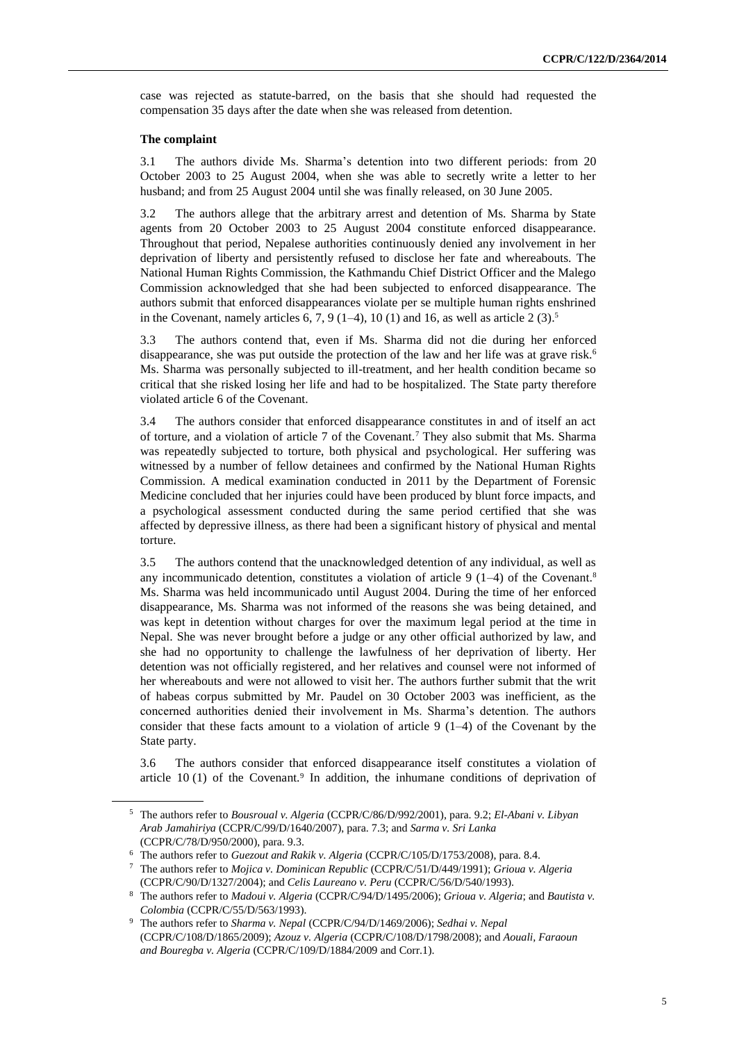case was rejected as statute-barred, on the basis that she should had requested the compensation 35 days after the date when she was released from detention.

**The complaint**

3.1 The authors divide Ms. Sharma's detention into two different periods: from 20 October 2003 to 25 August 2004, when she was able to secretly write a letter to her husband; and from 25 August 2004 until she was finally released, on 30 June 2005.

3.2 The authors allege that the arbitrary arrest and detention of Ms. Sharma by State agents from 20 October 2003 to 25 August 2004 constitute enforced disappearance. Throughout that period, Nepalese authorities continuously denied any involvement in her deprivation of liberty and persistently refused to disclose her fate and whereabouts. The National Human Rights Commission, the Kathmandu Chief District Officer and the Malego Commission acknowledged that she had been subjected to enforced disappearance. The authors submit that enforced disappearances violate per se multiple human rights enshrined in the Covenant, namely articles 6, 7, 9 (1–4), 10 (1) and 16, as well as article 2 (3).[5]

3.3 The authors contend that, even if Ms. Sharma did not die during her enforced disappearance, she was put outside the protection of the law and her life was at grave risk.[6] Ms. Sharma was personally subjected to ill-treatment, and her health condition became so critical that she risked losing her life and had to be hospitalized. The State party therefore violated article 6 of the Covenant.

3.4 The authors consider that enforced disappearance constitutes in and of itself an act of torture, and a violation of article 7 of the Covenant.[7] They also submit that Ms. Sharma was repeatedly subjected to torture, both physical and psychological. Her suffering was witnessed by a number of fellow detainees and confirmed by the National Human Rights Commission. A medical examination conducted in 2011 by the Department of Forensic Medicine concluded that her injuries could have been produced by blunt force impacts, and a psychological assessment conducted during the same period certified that she was affected by depressive illness, as there had been a significant history of physical and mental torture.

3.5 The authors contend that the unacknowledged detention of any individual, as well as any incommunicado detention, constitutes a violation of article 9 (1–4) of the Covenant.[8] Ms. Sharma was held incommunicado until August 2004. During the time of her enforced disappearance, Ms. Sharma was not informed of the reasons she was being detained, and was kept in detention without charges for over the maximum legal period at the time in Nepal. She was never brought before a judge or any other official authorized by law, and she had no opportunity to challenge the lawfulness of her deprivation of liberty. Her detention was not officially registered, and her relatives and counsel were not informed of her whereabouts and were not allowed to visit her. The authors further submit that the writ of habeas corpus submitted by Mr. Paudel on 30 October 2003 was inefficient, as the concerned authorities denied their involvement in Ms. Sharma's detention. The authors consider that these facts amount to a violation of article 9 (1–4) of the Covenant by the State party.

3.6 The authors consider that enforced disappearance itself constitutes a violation of article 10 (1) of the Covenant.[9] In addition, the inhumane conditions of deprivation of

---

[5] The authors refer to *Bousroual v. Algeria* (CCPR/C/86/D/992/2001), para. 9.2; *El-Abani v. Libyan Arab Jamahiriya* (CCPR/C/99/D/1640/2007), para. 7.3; and *Sarma v. Sri Lanka* (CCPR/C/78/D/950/2000), para. 9.3.

[6] The authors refer to *Guezout and Rakik v. Algeria* (CCPR/C/105/D/1753/2008), para. 8.4.

[7] The authors refer to *Mojica v. Dominican Republic* (CCPR/C/51/D/449/1991); *Grioua v. Algeria* (CCPR/C/90/D/1327/2004); and *Celis Laureano v. Peru* (CCPR/C/56/D/540/1993).

[8] The authors refer to *Madoui v. Algeria* (CCPR/C/94/D/1495/2006); *Grioua v. Algeria*; and *Bautista v. Colombia* (CCPR/C/55/D/563/1993).

[9] The authors refer to *Sharma v. Nepal* (CCPR/C/94/D/1469/2006); *Sedhai v. Nepal* (CCPR/C/108/D/1865/2009); *Azouz v. Algeria* (CCPR/C/108/D/1798/2008); and *Aouali, Faraoun and Bouregba v. Algeria* (CCPR/C/109/D/1884/2009 and Corr.1).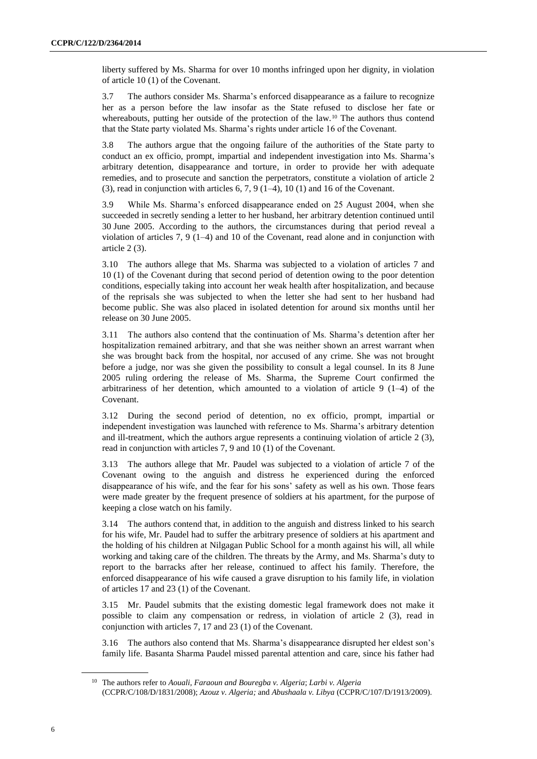liberty suffered by Ms. Sharma for over 10 months infringed upon her dignity, in violation of article 10 (1) of the Covenant.

3.7 The authors consider Ms. Sharma's enforced disappearance as a failure to recognize her as a person before the law insofar as the State refused to disclose her fate or whereabouts, putting her outside of the protection of the law.[10] The authors thus contend that the State party violated Ms. Sharma's rights under article 16 of the Covenant.

3.8 The authors argue that the ongoing failure of the authorities of the State party to conduct an ex officio, prompt, impartial and independent investigation into Ms. Sharma's arbitrary detention, disappearance and torture, in order to provide her with adequate remedies, and to prosecute and sanction the perpetrators, constitute a violation of article 2 (3), read in conjunction with articles 6, 7, 9 (1–4), 10 (1) and 16 of the Covenant.

3.9 While Ms. Sharma's enforced disappearance ended on 25 August 2004, when she succeeded in secretly sending a letter to her husband, her arbitrary detention continued until 30 June 2005. According to the authors, the circumstances during that period reveal a violation of articles 7, 9 (1–4) and 10 of the Covenant, read alone and in conjunction with article 2 (3).

3.10 The authors allege that Ms. Sharma was subjected to a violation of articles 7 and 10 (1) of the Covenant during that second period of detention owing to the poor detention conditions, especially taking into account her weak health after hospitalization, and because of the reprisals she was subjected to when the letter she had sent to her husband had become public. She was also placed in isolated detention for around six months until her release on 30 June 2005.

3.11 The authors also contend that the continuation of Ms. Sharma's detention after her hospitalization remained arbitrary, and that she was neither shown an arrest warrant when she was brought back from the hospital, nor accused of any crime. She was not brought before a judge, nor was she given the possibility to consult a legal counsel. In its 8 June 2005 ruling ordering the release of Ms. Sharma, the Supreme Court confirmed the arbitrariness of her detention, which amounted to a violation of article 9 (1–4) of the Covenant.

3.12 During the second period of detention, no ex officio, prompt, impartial or independent investigation was launched with reference to Ms. Sharma's arbitrary detention and ill-treatment, which the authors argue represents a continuing violation of article 2 (3), read in conjunction with articles 7, 9 and 10 (1) of the Covenant.

3.13 The authors allege that Mr. Paudel was subjected to a violation of article 7 of the Covenant owing to the anguish and distress he experienced during the enforced disappearance of his wife, and the fear for his sons' safety as well as his own. Those fears were made greater by the frequent presence of soldiers at his apartment, for the purpose of keeping a close watch on his family.

3.14 The authors contend that, in addition to the anguish and distress linked to his search for his wife, Mr. Paudel had to suffer the arbitrary presence of soldiers at his apartment and the holding of his children at Nilgagan Public School for a month against his will, all while working and taking care of the children. The threats by the Army, and Ms. Sharma's duty to report to the barracks after her release, continued to affect his family. Therefore, the enforced disappearance of his wife caused a grave disruption to his family life, in violation of articles 17 and 23 (1) of the Covenant.

3.15 Mr. Paudel submits that the existing domestic legal framework does not make it possible to claim any compensation or redress, in violation of article 2 (3), read in conjunction with articles 7, 17 and 23 (1) of the Covenant.

3.16 The authors also contend that Ms. Sharma's disappearance disrupted her eldest son's family life. Basanta Sharma Paudel missed parental attention and care, since his father had

---

[10] The authors refer to *Aouali, Faraoun and Bouregba v. Algeria*; *Larbi v. Algeria* (CCPR/C/108/D/1831/2008); *Azouz v. Algeria;* and *Abushaala v. Libya* (CCPR/C/107/D/1913/2009).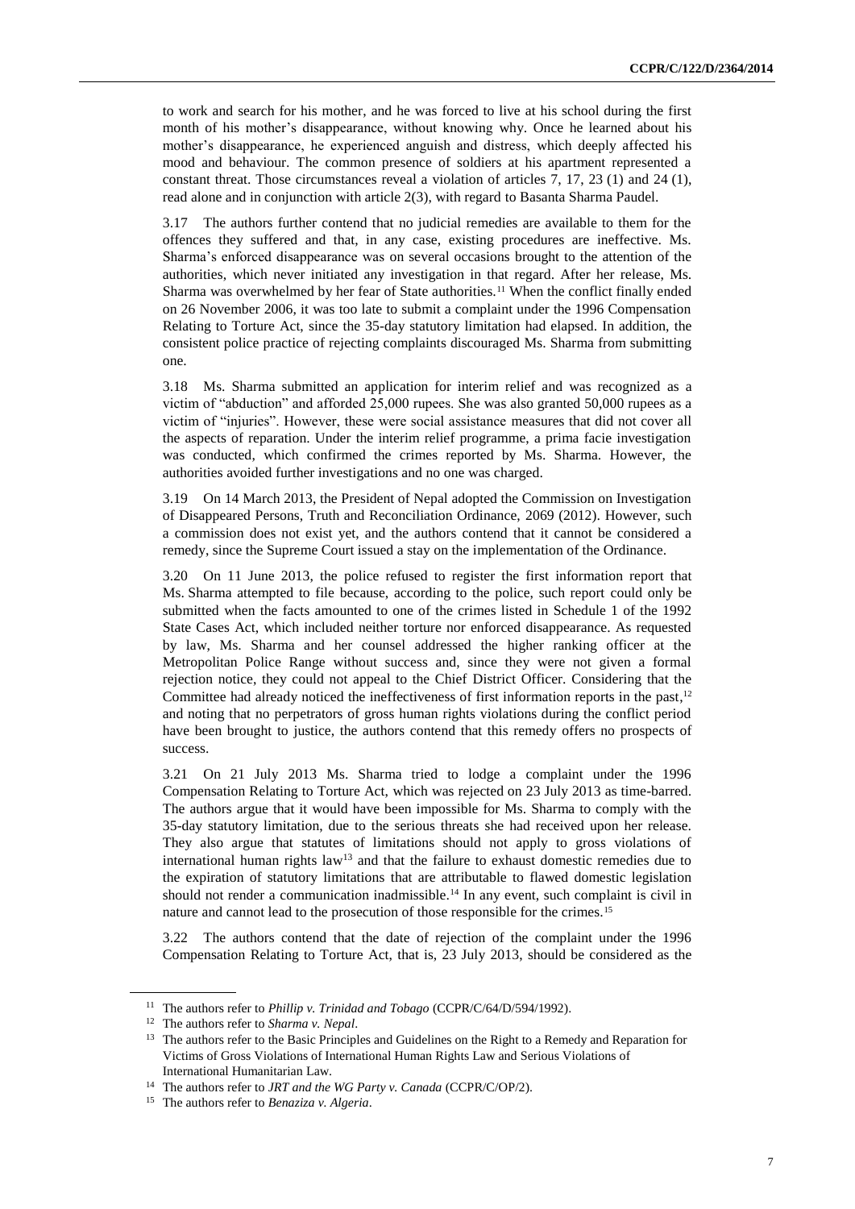to work and search for his mother, and he was forced to live at his school during the first month of his mother's disappearance, without knowing why. Once he learned about his mother's disappearance, he experienced anguish and distress, which deeply affected his mood and behaviour. The common presence of soldiers at his apartment represented a constant threat. Those circumstances reveal a violation of articles 7, 17, 23 (1) and 24 (1), read alone and in conjunction with article 2(3), with regard to Basanta Sharma Paudel.

3.17 The authors further contend that no judicial remedies are available to them for the offences they suffered and that, in any case, existing procedures are ineffective. Ms. Sharma's enforced disappearance was on several occasions brought to the attention of the authorities, which never initiated any investigation in that regard. After her release, Ms. Sharma was overwhelmed by her fear of State authorities.[11] When the conflict finally ended on 26 November 2006, it was too late to submit a complaint under the 1996 Compensation Relating to Torture Act, since the 35-day statutory limitation had elapsed. In addition, the consistent police practice of rejecting complaints discouraged Ms. Sharma from submitting one.

3.18 Ms. Sharma submitted an application for interim relief and was recognized as a victim of "abduction" and afforded 25,000 rupees. She was also granted 50,000 rupees as a victim of "injuries". However, these were social assistance measures that did not cover all the aspects of reparation. Under the interim relief programme, a prima facie investigation was conducted, which confirmed the crimes reported by Ms. Sharma. However, the authorities avoided further investigations and no one was charged.

3.19 On 14 March 2013, the President of Nepal adopted the Commission on Investigation of Disappeared Persons, Truth and Reconciliation Ordinance, 2069 (2012). However, such a commission does not exist yet, and the authors contend that it cannot be considered a remedy, since the Supreme Court issued a stay on the implementation of the Ordinance.

3.20 On 11 June 2013, the police refused to register the first information report that Ms. Sharma attempted to file because, according to the police, such report could only be submitted when the facts amounted to one of the crimes listed in Schedule 1 of the 1992 State Cases Act, which included neither torture nor enforced disappearance. As requested by law, Ms. Sharma and her counsel addressed the higher ranking officer at the Metropolitan Police Range without success and, since they were not given a formal rejection notice, they could not appeal to the Chief District Officer. Considering that the Committee had already noticed the ineffectiveness of first information reports in the past,[12] and noting that no perpetrators of gross human rights violations during the conflict period have been brought to justice, the authors contend that this remedy offers no prospects of success.

3.21 On 21 July 2013 Ms. Sharma tried to lodge a complaint under the 1996 Compensation Relating to Torture Act, which was rejected on 23 July 2013 as time-barred. The authors argue that it would have been impossible for Ms. Sharma to comply with the 35-day statutory limitation, due to the serious threats she had received upon her release. They also argue that statutes of limitations should not apply to gross violations of international human rights law[13] and that the failure to exhaust domestic remedies due to the expiration of statutory limitations that are attributable to flawed domestic legislation should not render a communication inadmissible.[14] In any event, such complaint is civil in nature and cannot lead to the prosecution of those responsible for the crimes.[15]

3.22 The authors contend that the date of rejection of the complaint under the 1996 Compensation Relating to Torture Act, that is, 23 July 2013, should be considered as the

[11] The authors refer to *Phillip v. Trinidad and Tobago* (CCPR/C/64/D/594/1992).

[12] The authors refer to *Sharma v. Nepal*.

[13] The authors refer to the Basic Principles and Guidelines on the Right to a Remedy and Reparation for Victims of Gross Violations of International Human Rights Law and Serious Violations of International Humanitarian Law.

[14] The authors refer to *JRT and the WG Party v. Canada* (CCPR/C/OP/2).

[15] The authors refer to *Benaziza v. Algeria*.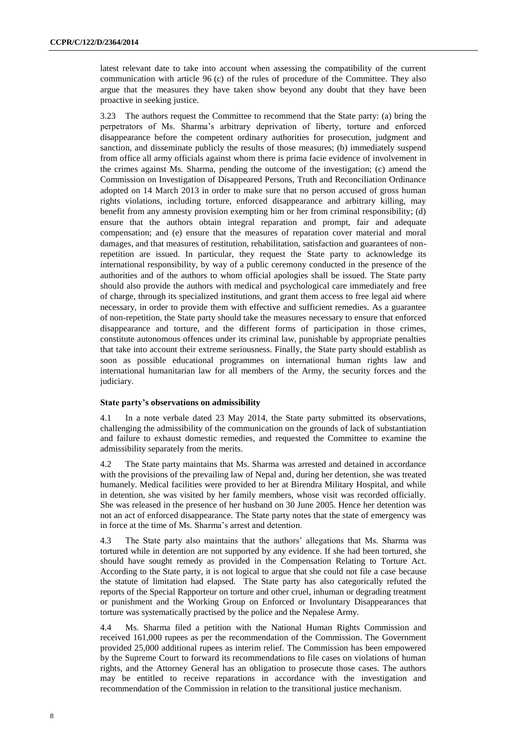latest relevant date to take into account when assessing the compatibility of the current communication with article 96 (c) of the rules of procedure of the Committee. They also argue that the measures they have taken show beyond any doubt that they have been proactive in seeking justice.

3.23 The authors request the Committee to recommend that the State party: (a) bring the perpetrators of Ms. Sharma's arbitrary deprivation of liberty, torture and enforced disappearance before the competent ordinary authorities for prosecution, judgment and sanction, and disseminate publicly the results of those measures; (b) immediately suspend from office all army officials against whom there is prima facie evidence of involvement in the crimes against Ms. Sharma, pending the outcome of the investigation; (c) amend the Commission on Investigation of Disappeared Persons, Truth and Reconciliation Ordinance adopted on 14 March 2013 in order to make sure that no person accused of gross human rights violations, including torture, enforced disappearance and arbitrary killing, may benefit from any amnesty provision exempting him or her from criminal responsibility; (d) ensure that the authors obtain integral reparation and prompt, fair and adequate compensation; and (e) ensure that the measures of reparation cover material and moral damages, and that measures of restitution, rehabilitation, satisfaction and guarantees of non-repetition are issued. In particular, they request the State party to acknowledge its international responsibility, by way of a public ceremony conducted in the presence of the authorities and of the authors to whom official apologies shall be issued. The State party should also provide the authors with medical and psychological care immediately and free of charge, through its specialized institutions, and grant them access to free legal aid where necessary, in order to provide them with effective and sufficient remedies. As a guarantee of non-repetition, the State party should take the measures necessary to ensure that enforced disappearance and torture, and the different forms of participation in those crimes, constitute autonomous offences under its criminal law, punishable by appropriate penalties that take into account their extreme seriousness. Finally, the State party should establish as soon as possible educational programmes on international human rights law and international humanitarian law for all members of the Army, the security forces and the judiciary.

### State party's observations on admissibility

4.1 In a note verbale dated 23 May 2014, the State party submitted its observations, challenging the admissibility of the communication on the grounds of lack of substantiation and failure to exhaust domestic remedies, and requested the Committee to examine the admissibility separately from the merits.

4.2 The State party maintains that Ms. Sharma was arrested and detained in accordance with the provisions of the prevailing law of Nepal and, during her detention, she was treated humanely. Medical facilities were provided to her at Birendra Military Hospital, and while in detention, she was visited by her family members, whose visit was recorded officially. She was released in the presence of her husband on 30 June 2005. Hence her detention was not an act of enforced disappearance. The State party notes that the state of emergency was in force at the time of Ms. Sharma's arrest and detention.

4.3 The State party also maintains that the authors' allegations that Ms. Sharma was tortured while in detention are not supported by any evidence. If she had been tortured, she should have sought remedy as provided in the Compensation Relating to Torture Act. According to the State party, it is not logical to argue that she could not file a case because the statute of limitation had elapsed. The State party has also categorically refuted the reports of the Special Rapporteur on torture and other cruel, inhuman or degrading treatment or punishment and the Working Group on Enforced or Involuntary Disappearances that torture was systematically practised by the police and the Nepalese Army.

4.4 Ms. Sharma filed a petition with the National Human Rights Commission and received 161,000 rupees as per the recommendation of the Commission. The Government provided 25,000 additional rupees as interim relief. The Commission has been empowered by the Supreme Court to forward its recommendations to file cases on violations of human rights, and the Attorney General has an obligation to prosecute those cases. The authors may be entitled to receive reparations in accordance with the investigation and recommendation of the Commission in relation to the transitional justice mechanism.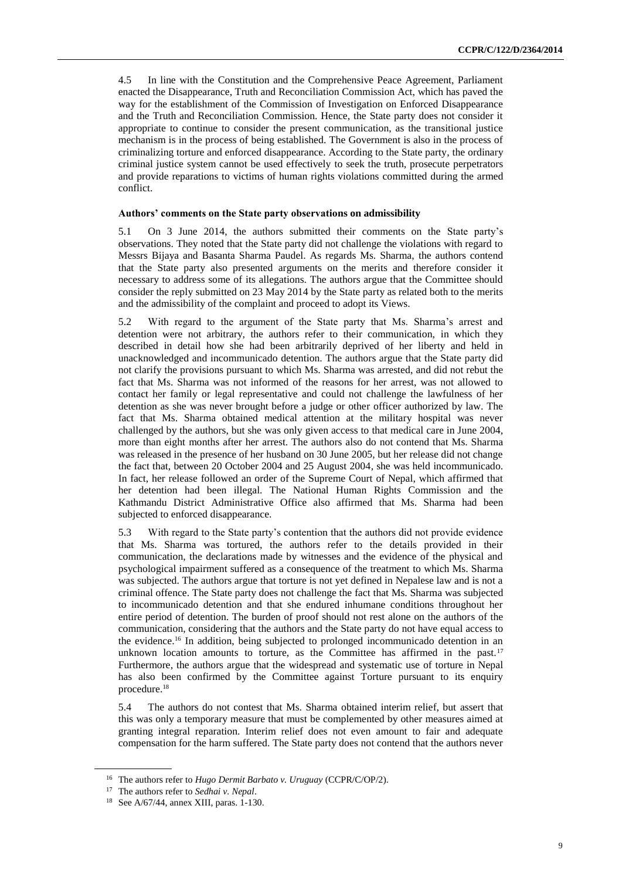4.5 In line with the Constitution and the Comprehensive Peace Agreement, Parliament enacted the Disappearance, Truth and Reconciliation Commission Act, which has paved the way for the establishment of the Commission of Investigation on Enforced Disappearance and the Truth and Reconciliation Commission. Hence, the State party does not consider it appropriate to continue to consider the present communication, as the transitional justice mechanism is in the process of being established. The Government is also in the process of criminalizing torture and enforced disappearance. According to the State party, the ordinary criminal justice system cannot be used effectively to seek the truth, prosecute perpetrators and provide reparations to victims of human rights violations committed during the armed conflict.

### Authors' comments on the State party observations on admissibility

5.1 On 3 June 2014, the authors submitted their comments on the State party's observations. They noted that the State party did not challenge the violations with regard to Messrs Bijaya and Basanta Sharma Paudel. As regards Ms. Sharma, the authors contend that the State party also presented arguments on the merits and therefore consider it necessary to address some of its allegations. The authors argue that the Committee should consider the reply submitted on 23 May 2014 by the State party as related both to the merits and the admissibility of the complaint and proceed to adopt its Views.

5.2 With regard to the argument of the State party that Ms. Sharma's arrest and detention were not arbitrary, the authors refer to their communication, in which they described in detail how she had been arbitrarily deprived of her liberty and held in unacknowledged and incommunicado detention. The authors argue that the State party did not clarify the provisions pursuant to which Ms. Sharma was arrested, and did not rebut the fact that Ms. Sharma was not informed of the reasons for her arrest, was not allowed to contact her family or legal representative and could not challenge the lawfulness of her detention as she was never brought before a judge or other officer authorized by law. The fact that Ms. Sharma obtained medical attention at the military hospital was never challenged by the authors, but she was only given access to that medical care in June 2004, more than eight months after her arrest. The authors also do not contend that Ms. Sharma was released in the presence of her husband on 30 June 2005, but her release did not change the fact that, between 20 October 2004 and 25 August 2004, she was held incommunicado. In fact, her release followed an order of the Supreme Court of Nepal, which affirmed that her detention had been illegal. The National Human Rights Commission and the Kathmandu District Administrative Office also affirmed that Ms. Sharma had been subjected to enforced disappearance.

5.3 With regard to the State party's contention that the authors did not provide evidence that Ms. Sharma was tortured, the authors refer to the details provided in their communication, the declarations made by witnesses and the evidence of the physical and psychological impairment suffered as a consequence of the treatment to which Ms. Sharma was subjected. The authors argue that torture is not yet defined in Nepalese law and is not a criminal offence. The State party does not challenge the fact that Ms. Sharma was subjected to incommunicado detention and that she endured inhumane conditions throughout her entire period of detention. The burden of proof should not rest alone on the authors of the communication, considering that the authors and the State party do not have equal access to the evidence.[16] In addition, being subjected to prolonged incommunicado detention in an unknown location amounts to torture, as the Committee has affirmed in the past.[17] Furthermore, the authors argue that the widespread and systematic use of torture in Nepal has also been confirmed by the Committee against Torture pursuant to its enquiry procedure.[18]

5.4 The authors do not contest that Ms. Sharma obtained interim relief, but assert that this was only a temporary measure that must be complemented by other measures aimed at granting integral reparation. Interim relief does not even amount to fair and adequate compensation for the harm suffered. The State party does not contend that the authors never

---

[16] The authors refer to *Hugo Dermit Barbato v. Uruguay* (CCPR/C/OP/2).

[17] The authors refer to *Sedhai v. Nepal*.

[18] See A/67/44, annex XIII, paras. 1-130.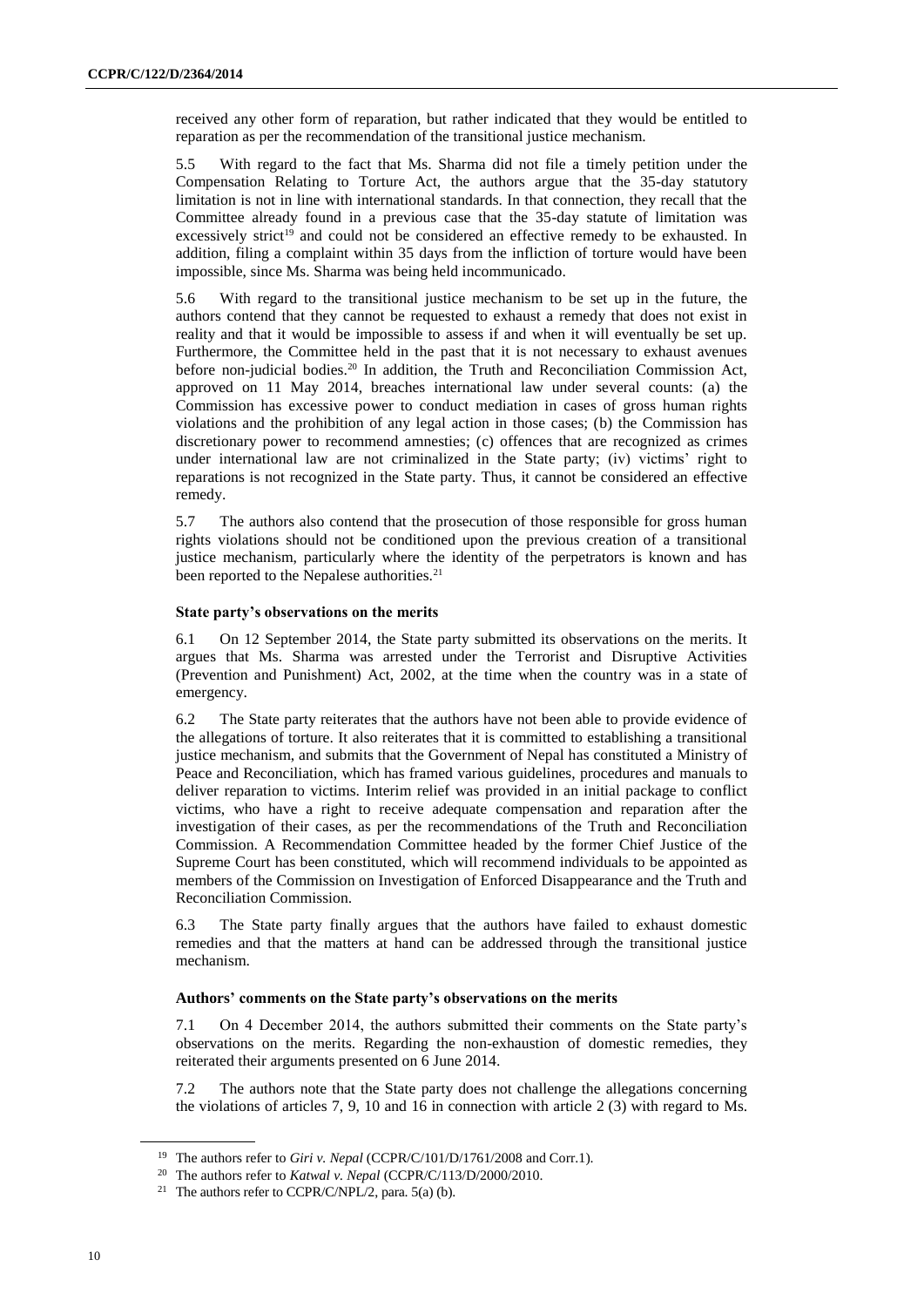received any other form of reparation, but rather indicated that they would be entitled to reparation as per the recommendation of the transitional justice mechanism.

5.5 With regard to the fact that Ms. Sharma did not file a timely petition under the Compensation Relating to Torture Act, the authors argue that the 35-day statutory limitation is not in line with international standards. In that connection, they recall that the Committee already found in a previous case that the 35-day statute of limitation was excessively strict[19] and could not be considered an effective remedy to be exhausted. In addition, filing a complaint within 35 days from the infliction of torture would have been impossible, since Ms. Sharma was being held incommunicado.

5.6 With regard to the transitional justice mechanism to be set up in the future, the authors contend that they cannot be requested to exhaust a remedy that does not exist in reality and that it would be impossible to assess if and when it will eventually be set up. Furthermore, the Committee held in the past that it is not necessary to exhaust avenues before non-judicial bodies.[20] In addition, the Truth and Reconciliation Commission Act, approved on 11 May 2014, breaches international law under several counts: (a) the Commission has excessive power to conduct mediation in cases of gross human rights violations and the prohibition of any legal action in those cases; (b) the Commission has discretionary power to recommend amnesties; (c) offences that are recognized as crimes under international law are not criminalized in the State party; (iv) victims' right to reparations is not recognized in the State party. Thus, it cannot be considered an effective remedy.

5.7 The authors also contend that the prosecution of those responsible for gross human rights violations should not be conditioned upon the previous creation of a transitional justice mechanism, particularly where the identity of the perpetrators is known and has been reported to the Nepalese authorities.[21]

### State party's observations on the merits

6.1 On 12 September 2014, the State party submitted its observations on the merits. It argues that Ms. Sharma was arrested under the Terrorist and Disruptive Activities (Prevention and Punishment) Act, 2002, at the time when the country was in a state of emergency.

6.2 The State party reiterates that the authors have not been able to provide evidence of the allegations of torture. It also reiterates that it is committed to establishing a transitional justice mechanism, and submits that the Government of Nepal has constituted a Ministry of Peace and Reconciliation, which has framed various guidelines, procedures and manuals to deliver reparation to victims. Interim relief was provided in an initial package to conflict victims, who have a right to receive adequate compensation and reparation after the investigation of their cases, as per the recommendations of the Truth and Reconciliation Commission. A Recommendation Committee headed by the former Chief Justice of the Supreme Court has been constituted, which will recommend individuals to be appointed as members of the Commission on Investigation of Enforced Disappearance and the Truth and Reconciliation Commission.

6.3 The State party finally argues that the authors have failed to exhaust domestic remedies and that the matters at hand can be addressed through the transitional justice mechanism.

### Authors' comments on the State party's observations on the merits

7.1 On 4 December 2014, the authors submitted their comments on the State party's observations on the merits. Regarding the non-exhaustion of domestic remedies, they reiterated their arguments presented on 6 June 2014.

7.2 The authors note that the State party does not challenge the allegations concerning the violations of articles 7, 9, 10 and 16 in connection with article 2 (3) with regard to Ms.

---

[19] The authors refer to *Giri v. Nepal* (CCPR/C/101/D/1761/2008 and Corr.1).

[20] The authors refer to *Katwal v. Nepal* (CCPR/C/113/D/2000/2010.

[21] The authors refer to CCPR/C/NPL/2, para. 5(a) (b).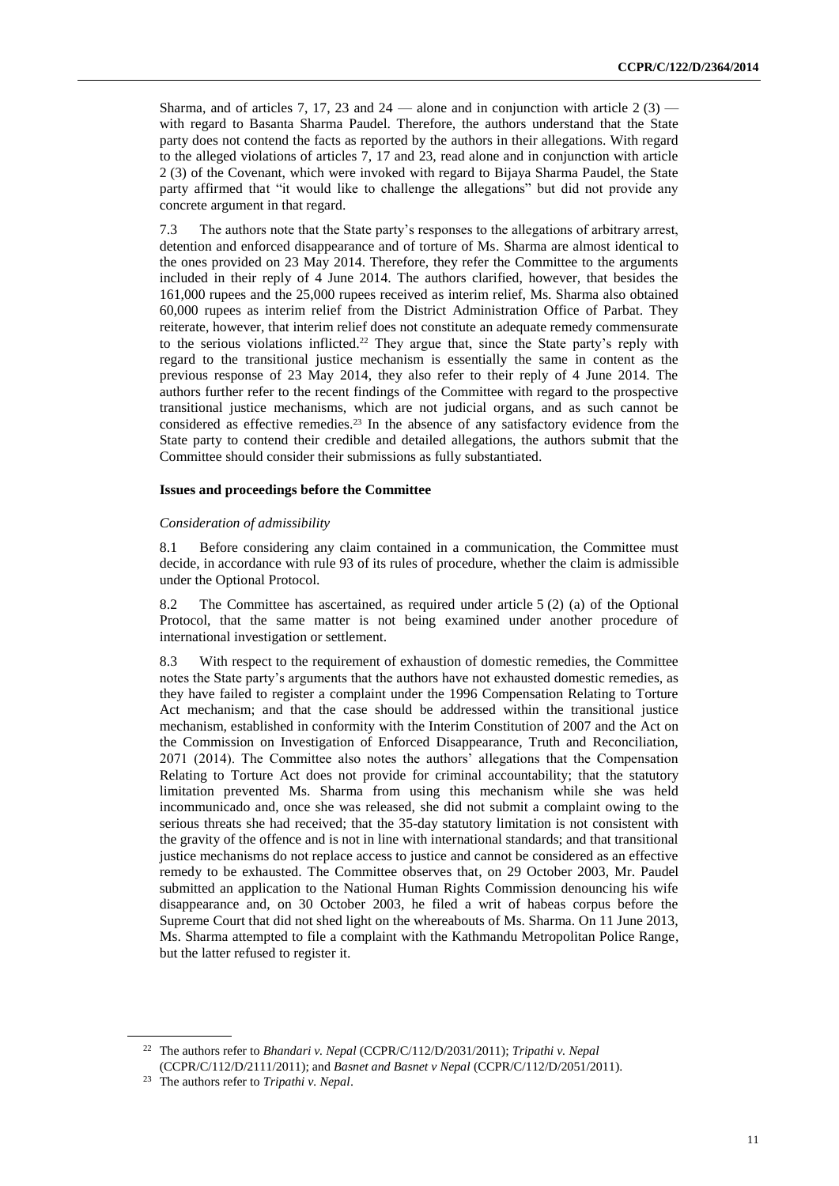Sharma, and of articles 7, 17, 23 and 24 — alone and in conjunction with article 2 (3) — with regard to Basanta Sharma Paudel. Therefore, the authors understand that the State party does not contend the facts as reported by the authors in their allegations. With regard to the alleged violations of articles 7, 17 and 23, read alone and in conjunction with article 2 (3) of the Covenant, which were invoked with regard to Bijaya Sharma Paudel, the State party affirmed that "it would like to challenge the allegations" but did not provide any concrete argument in that regard.

7.3 The authors note that the State party's responses to the allegations of arbitrary arrest, detention and enforced disappearance and of torture of Ms. Sharma are almost identical to the ones provided on 23 May 2014. Therefore, they refer the Committee to the arguments included in their reply of 4 June 2014. The authors clarified, however, that besides the 161,000 rupees and the 25,000 rupees received as interim relief, Ms. Sharma also obtained 60,000 rupees as interim relief from the District Administration Office of Parbat. They reiterate, however, that interim relief does not constitute an adequate remedy commensurate to the serious violations inflicted.[22] They argue that, since the State party's reply with regard to the transitional justice mechanism is essentially the same in content as the previous response of 23 May 2014, they also refer to their reply of 4 June 2014. The authors further refer to the recent findings of the Committee with regard to the prospective transitional justice mechanisms, which are not judicial organs, and as such cannot be considered as effective remedies.[23] In the absence of any satisfactory evidence from the State party to contend their credible and detailed allegations, the authors submit that the Committee should consider their submissions as fully substantiated.

### Issues and proceedings before the Committee

*Consideration of admissibility*

8.1 Before considering any claim contained in a communication, the Committee must decide, in accordance with rule 93 of its rules of procedure, whether the claim is admissible under the Optional Protocol.

8.2 The Committee has ascertained, as required under article 5 (2) (a) of the Optional Protocol, that the same matter is not being examined under another procedure of international investigation or settlement.

8.3 With respect to the requirement of exhaustion of domestic remedies, the Committee notes the State party's arguments that the authors have not exhausted domestic remedies, as they have failed to register a complaint under the 1996 Compensation Relating to Torture Act mechanism; and that the case should be addressed within the transitional justice mechanism, established in conformity with the Interim Constitution of 2007 and the Act on the Commission on Investigation of Enforced Disappearance, Truth and Reconciliation, 2071 (2014). The Committee also notes the authors' allegations that the Compensation Relating to Torture Act does not provide for criminal accountability; that the statutory limitation prevented Ms. Sharma from using this mechanism while she was held incommunicado and, once she was released, she did not submit a complaint owing to the serious threats she had received; that the 35-day statutory limitation is not consistent with the gravity of the offence and is not in line with international standards; and that transitional justice mechanisms do not replace access to justice and cannot be considered as an effective remedy to be exhausted. The Committee observes that, on 29 October 2003, Mr. Paudel submitted an application to the National Human Rights Commission denouncing his wife disappearance and, on 30 October 2003, he filed a writ of habeas corpus before the Supreme Court that did not shed light on the whereabouts of Ms. Sharma. On 11 June 2013, Ms. Sharma attempted to file a complaint with the Kathmandu Metropolitan Police Range, but the latter refused to register it.

---

[22] The authors refer to *Bhandari v. Nepal* (CCPR/C/112/D/2031/2011); *Tripathi v. Nepal* (CCPR/C/112/D/2111/2011); and *Basnet and Basnet v Nepal* (CCPR/C/112/D/2051/2011).

[23] The authors refer to *Tripathi v. Nepal*.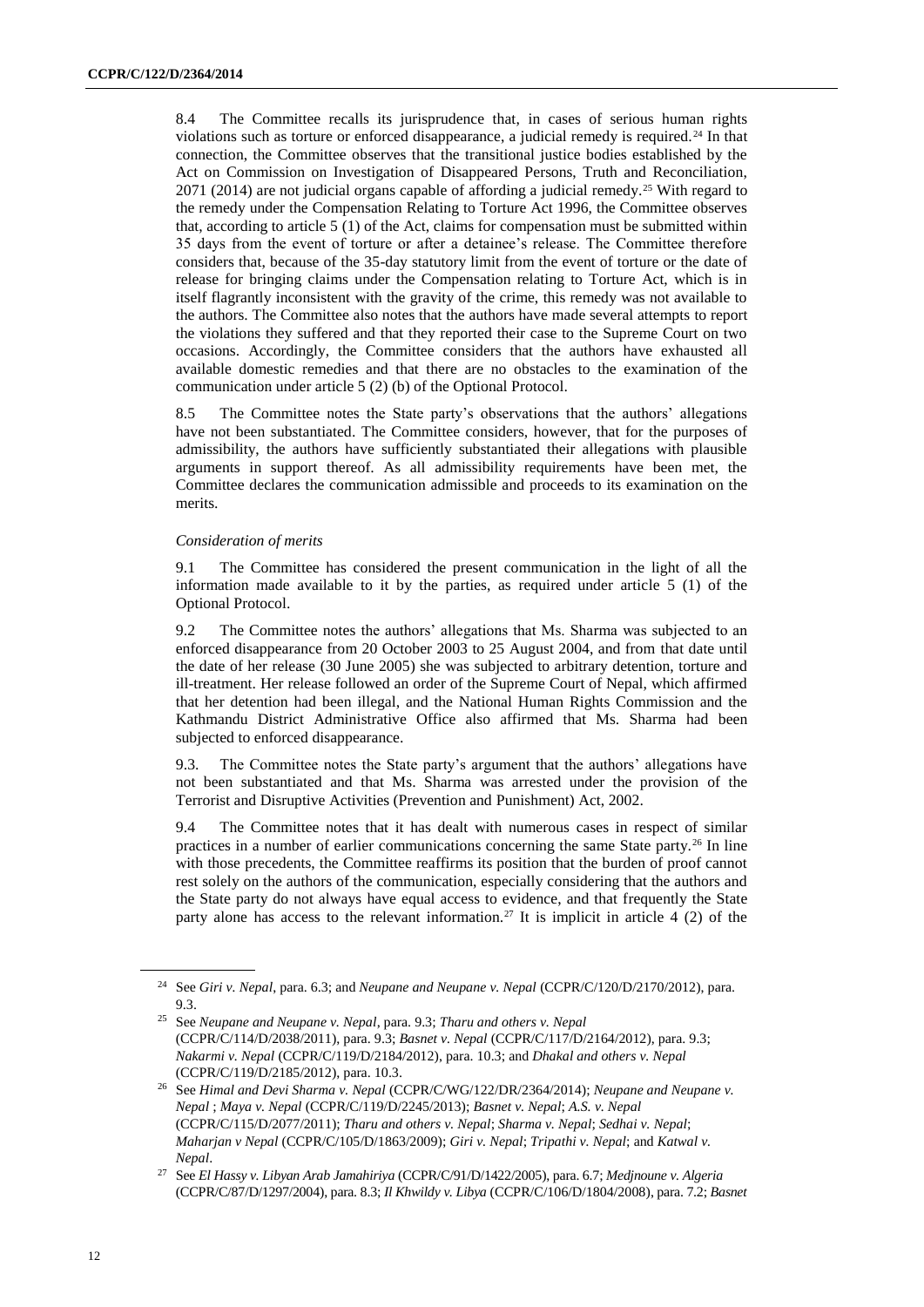8.4 The Committee recalls its jurisprudence that, in cases of serious human rights violations such as torture or enforced disappearance, a judicial remedy is required.[24] In that connection, the Committee observes that the transitional justice bodies established by the Act on Commission on Investigation of Disappeared Persons, Truth and Reconciliation, 2071 (2014) are not judicial organs capable of affording a judicial remedy.[25] With regard to the remedy under the Compensation Relating to Torture Act 1996, the Committee observes that, according to article 5 (1) of the Act, claims for compensation must be submitted within 35 days from the event of torture or after a detainee's release. The Committee therefore considers that, because of the 35-day statutory limit from the event of torture or the date of release for bringing claims under the Compensation relating to Torture Act, which is in itself flagrantly inconsistent with the gravity of the crime, this remedy was not available to the authors. The Committee also notes that the authors have made several attempts to report the violations they suffered and that they reported their case to the Supreme Court on two occasions. Accordingly, the Committee considers that the authors have exhausted all available domestic remedies and that there are no obstacles to the examination of the communication under article 5 (2) (b) of the Optional Protocol.

8.5 The Committee notes the State party's observations that the authors' allegations have not been substantiated. The Committee considers, however, that for the purposes of admissibility, the authors have sufficiently substantiated their allegations with plausible arguments in support thereof. As all admissibility requirements have been met, the Committee declares the communication admissible and proceeds to its examination on the merits.

*Consideration of merits*

9.1 The Committee has considered the present communication in the light of all the information made available to it by the parties, as required under article 5 (1) of the Optional Protocol.

9.2 The Committee notes the authors' allegations that Ms. Sharma was subjected to an enforced disappearance from 20 October 2003 to 25 August 2004, and from that date until the date of her release (30 June 2005) she was subjected to arbitrary detention, torture and ill-treatment. Her release followed an order of the Supreme Court of Nepal, which affirmed that her detention had been illegal, and the National Human Rights Commission and the Kathmandu District Administrative Office also affirmed that Ms. Sharma had been subjected to enforced disappearance.

9.3. The Committee notes the State party's argument that the authors' allegations have not been substantiated and that Ms. Sharma was arrested under the provision of the Terrorist and Disruptive Activities (Prevention and Punishment) Act, 2002.

9.4 The Committee notes that it has dealt with numerous cases in respect of similar practices in a number of earlier communications concerning the same State party.[26] In line with those precedents, the Committee reaffirms its position that the burden of proof cannot rest solely on the authors of the communication, especially considering that the authors and the State party do not always have equal access to evidence, and that frequently the State party alone has access to the relevant information.[27] It is implicit in article 4 (2) of the

---

[24] See *Giri v. Nepal*, para. 6.3; and *Neupane and Neupane v. Nepal* (CCPR/C/120/D/2170/2012), para. 9.3.

[25] See *Neupane and Neupane v. Nepal*, para. 9.3; *Tharu and others v. Nepal* (CCPR/C/114/D/2038/2011), para. 9.3; *Basnet v. Nepal* (CCPR/C/117/D/2164/2012), para. 9.3; *Nakarmi v. Nepal* (CCPR/C/119/D/2184/2012), para. 10.3; and *Dhakal and others v. Nepal* (CCPR/C/119/D/2185/2012), para. 10.3.

[26] See *Himal and Devi Sharma v. Nepal* (CCPR/C/WG/122/DR/2364/2014); *Neupane and Neupane v. Nepal* ; *Maya v. Nepal* (CCPR/C/119/D/2245/2013); *Basnet v. Nepal*; *A.S. v. Nepal* (CCPR/C/115/D/2077/2011); *Tharu and others v. Nepal*; *Sharma v. Nepal*; *Sedhai v. Nepal*; *Maharjan v Nepal* (CCPR/C/105/D/1863/2009); *Giri v. Nepal*; *Tripathi v. Nepal*; and *Katwal v. Nepal*.

[27] See *El Hassy v. Libyan Arab Jamahiriya* (CCPR/C/91/D/1422/2005), para. 6.7; *Medjnoune v. Algeria* (CCPR/C/87/D/1297/2004), para. 8.3; *Il Khwildy v. Libya* (CCPR/C/106/D/1804/2008), para. 7.2; *Basnet*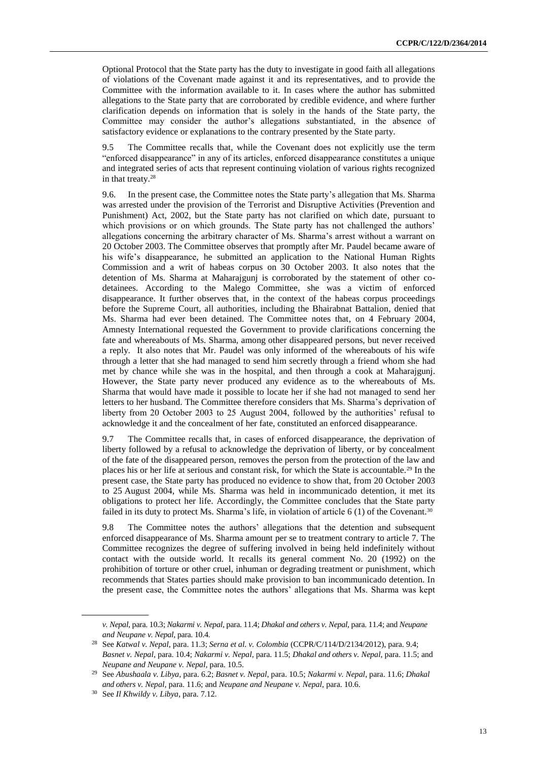Optional Protocol that the State party has the duty to investigate in good faith all allegations of violations of the Covenant made against it and its representatives, and to provide the Committee with the information available to it. In cases where the author has submitted allegations to the State party that are corroborated by credible evidence, and where further clarification depends on information that is solely in the hands of the State party, the Committee may consider the author's allegations substantiated, in the absence of satisfactory evidence or explanations to the contrary presented by the State party.

9.5 The Committee recalls that, while the Covenant does not explicitly use the term "enforced disappearance" in any of its articles, enforced disappearance constitutes a unique and integrated series of acts that represent continuing violation of various rights recognized in that treaty.[28]

9.6. In the present case, the Committee notes the State party's allegation that Ms. Sharma was arrested under the provision of the Terrorist and Disruptive Activities (Prevention and Punishment) Act, 2002, but the State party has not clarified on which date, pursuant to which provisions or on which grounds. The State party has not challenged the authors' allegations concerning the arbitrary character of Ms. Sharma's arrest without a warrant on 20 October 2003. The Committee observes that promptly after Mr. Paudel became aware of his wife's disappearance, he submitted an application to the National Human Rights Commission and a writ of habeas corpus on 30 October 2003. It also notes that the detention of Ms. Sharma at Maharajgunj is corroborated by the statement of other co-detainees. According to the Malego Committee, she was a victim of enforced disappearance. It further observes that, in the context of the habeas corpus proceedings before the Supreme Court, all authorities, including the Bhairabnat Battalion, denied that Ms. Sharma had ever been detained. The Committee notes that, on 4 February 2004, Amnesty International requested the Government to provide clarifications concerning the fate and whereabouts of Ms. Sharma, among other disappeared persons, but never received a reply. It also notes that Mr. Paudel was only informed of the whereabouts of his wife through a letter that she had managed to send him secretly through a friend whom she had met by chance while she was in the hospital, and then through a cook at Maharajgunj. However, the State party never produced any evidence as to the whereabouts of Ms. Sharma that would have made it possible to locate her if she had not managed to send her letters to her husband. The Committee therefore considers that Ms. Sharma's deprivation of liberty from 20 October 2003 to 25 August 2004, followed by the authorities' refusal to acknowledge it and the concealment of her fate, constituted an enforced disappearance.

9.7 The Committee recalls that, in cases of enforced disappearance, the deprivation of liberty followed by a refusal to acknowledge the deprivation of liberty, or by concealment of the fate of the disappeared person, removes the person from the protection of the law and places his or her life at serious and constant risk, for which the State is accountable.[29] In the present case, the State party has produced no evidence to show that, from 20 October 2003 to 25 August 2004, while Ms. Sharma was held in incommunicado detention, it met its obligations to protect her life. Accordingly, the Committee concludes that the State party failed in its duty to protect Ms. Sharma's life, in violation of article 6 (1) of the Covenant.[30]

9.8 The Committee notes the authors' allegations that the detention and subsequent enforced disappearance of Ms. Sharma amount per se to treatment contrary to article 7. The Committee recognizes the degree of suffering involved in being held indefinitely without contact with the outside world. It recalls its general comment No. 20 (1992) on the prohibition of torture or other cruel, inhuman or degrading treatment or punishment, which recommends that States parties should make provision to ban incommunicado detention. In the present case, the Committee notes the authors' allegations that Ms. Sharma was kept

---

*v. Nepal*, para. 10.3; *Nakarmi v. Nepal*, para. 11.4; *Dhakal and others v. Nepal*, para. 11.4; and *Neupane and Neupane v. Nepal*, para. 10.4.

[28] See *Katwal v. Nepal*, para. 11.3; *Serna et al. v. Colombia* (CCPR/C/114/D/2134/2012), para. 9.4; *Basnet v. Nepal*, para. 10.4; *Nakarmi v. Nepal*, para. 11.5; *Dhakal and others v. Nepal*, para. 11.5; and *Neupane and Neupane v. Nepal*, para. 10.5.

[29] See *Abushaala v. Libya*, para. 6.2; *Basnet v. Nepal*, para. 10.5; *Nakarmi v. Nepal*, para. 11.6; *Dhakal and others v. Nepal*, para. 11.6; and *Neupane and Neupane v. Nepal*, para. 10.6.

[30] See *Il Khwildy v. Libya*, para. 7.12.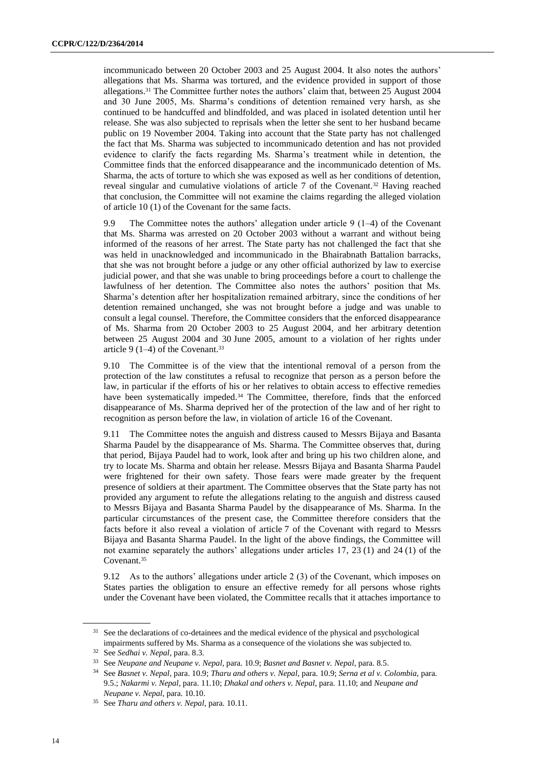incommunicado between 20 October 2003 and 25 August 2004. It also notes the authors' allegations that Ms. Sharma was tortured, and the evidence provided in support of those allegations.[31] The Committee further notes the authors' claim that, between 25 August 2004 and 30 June 2005, Ms. Sharma's conditions of detention remained very harsh, as she continued to be handcuffed and blindfolded, and was placed in isolated detention until her release. She was also subjected to reprisals when the letter she sent to her husband became public on 19 November 2004. Taking into account that the State party has not challenged the fact that Ms. Sharma was subjected to incommunicado detention and has not provided evidence to clarify the facts regarding Ms. Sharma's treatment while in detention, the Committee finds that the enforced disappearance and the incommunicado detention of Ms. Sharma, the acts of torture to which she was exposed as well as her conditions of detention, reveal singular and cumulative violations of article 7 of the Covenant.[32] Having reached that conclusion, the Committee will not examine the claims regarding the alleged violation of article 10 (1) of the Covenant for the same facts.

9.9 The Committee notes the authors' allegation under article 9 (1–4) of the Covenant that Ms. Sharma was arrested on 20 October 2003 without a warrant and without being informed of the reasons of her arrest. The State party has not challenged the fact that she was held in unacknowledged and incommunicado in the Bhairabnath Battalion barracks, that she was not brought before a judge or any other official authorized by law to exercise judicial power, and that she was unable to bring proceedings before a court to challenge the lawfulness of her detention. The Committee also notes the authors' position that Ms. Sharma's detention after her hospitalization remained arbitrary, since the conditions of her detention remained unchanged, she was not brought before a judge and was unable to consult a legal counsel. Therefore, the Committee considers that the enforced disappearance of Ms. Sharma from 20 October 2003 to 25 August 2004, and her arbitrary detention between 25 August 2004 and 30 June 2005, amount to a violation of her rights under article 9 (1–4) of the Covenant.[33]

9.10 The Committee is of the view that the intentional removal of a person from the protection of the law constitutes a refusal to recognize that person as a person before the law, in particular if the efforts of his or her relatives to obtain access to effective remedies have been systematically impeded.[34] The Committee, therefore, finds that the enforced disappearance of Ms. Sharma deprived her of the protection of the law and of her right to recognition as person before the law, in violation of article 16 of the Covenant.

9.11 The Committee notes the anguish and distress caused to Messrs Bijaya and Basanta Sharma Paudel by the disappearance of Ms. Sharma. The Committee observes that, during that period, Bijaya Paudel had to work, look after and bring up his two children alone, and try to locate Ms. Sharma and obtain her release. Messrs Bijaya and Basanta Sharma Paudel were frightened for their own safety. Those fears were made greater by the frequent presence of soldiers at their apartment. The Committee observes that the State party has not provided any argument to refute the allegations relating to the anguish and distress caused to Messrs Bijaya and Basanta Sharma Paudel by the disappearance of Ms. Sharma. In the particular circumstances of the present case, the Committee therefore considers that the facts before it also reveal a violation of article 7 of the Covenant with regard to Messrs Bijaya and Basanta Sharma Paudel. In the light of the above findings, the Committee will not examine separately the authors' allegations under articles 17, 23 (1) and 24 (1) of the Covenant.[35]

9.12 As to the authors' allegations under article 2 (3) of the Covenant, which imposes on States parties the obligation to ensure an effective remedy for all persons whose rights under the Covenant have been violated, the Committee recalls that it attaches importance to

---

[31] See the declarations of co-detainees and the medical evidence of the physical and psychological impairments suffered by Ms. Sharma as a consequence of the violations she was subjected to.

[32] See *Sedhai v. Nepal*, para. 8.3.

[33] See *Neupane and Neupane v. Nepal*, para. 10.9; *Basnet and Basnet v. Nepal*, para. 8.5.

[34] See *Basnet v. Nepal*, para. 10.9; *Tharu and others v. Nepal*, para. 10.9; *Serna et al v. Colombia*, para. 9.5.; *Nakarmi v. Nepal*, para. 11.10; *Dhakal and others v. Nepal*, para. 11.10; and *Neupane and Neupane v. Nepal*, para. 10.10.

[35] See *Tharu and others v. Nepal*, para. 10.11.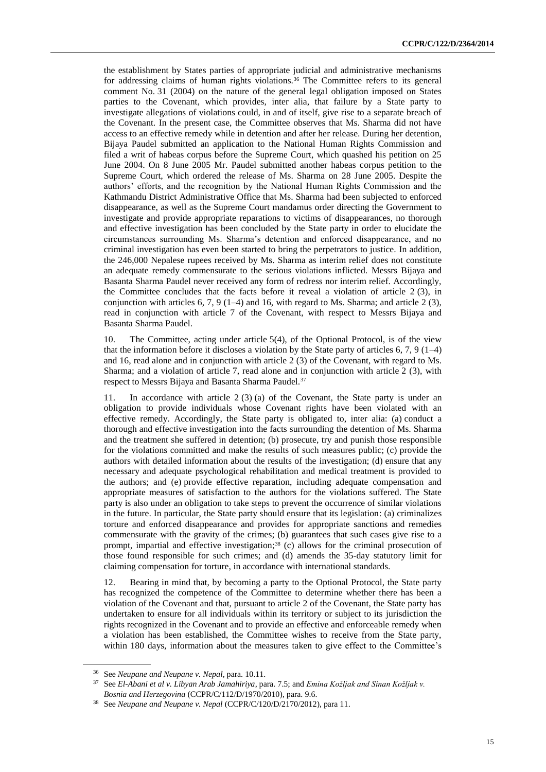the establishment by States parties of appropriate judicial and administrative mechanisms for addressing claims of human rights violations.[36] The Committee refers to its general comment No. 31 (2004) on the nature of the general legal obligation imposed on States parties to the Covenant, which provides, inter alia, that failure by a State party to investigate allegations of violations could, in and of itself, give rise to a separate breach of the Covenant. In the present case, the Committee observes that Ms. Sharma did not have access to an effective remedy while in detention and after her release. During her detention, Bijaya Paudel submitted an application to the National Human Rights Commission and filed a writ of habeas corpus before the Supreme Court, which quashed his petition on 25 June 2004. On 8 June 2005 Mr. Paudel submitted another habeas corpus petition to the Supreme Court, which ordered the release of Ms. Sharma on 28 June 2005. Despite the authors' efforts, and the recognition by the National Human Rights Commission and the Kathmandu District Administrative Office that Ms. Sharma had been subjected to enforced disappearance, as well as the Supreme Court mandamus order directing the Government to investigate and provide appropriate reparations to victims of disappearances, no thorough and effective investigation has been concluded by the State party in order to elucidate the circumstances surrounding Ms. Sharma's detention and enforced disappearance, and no criminal investigation has even been started to bring the perpetrators to justice. In addition, the 246,000 Nepalese rupees received by Ms. Sharma as interim relief does not constitute an adequate remedy commensurate to the serious violations inflicted. Messrs Bijaya and Basanta Sharma Paudel never received any form of redress nor interim relief. Accordingly, the Committee concludes that the facts before it reveal a violation of article 2 (3), in conjunction with articles 6, 7, 9 (1–4) and 16, with regard to Ms. Sharma; and article 2 (3), read in conjunction with article 7 of the Covenant, with respect to Messrs Bijaya and Basanta Sharma Paudel.

10. The Committee, acting under article 5(4), of the Optional Protocol, is of the view that the information before it discloses a violation by the State party of articles 6, 7, 9 (1–4) and 16, read alone and in conjunction with article 2 (3) of the Covenant, with regard to Ms. Sharma; and a violation of article 7, read alone and in conjunction with article 2 (3), with respect to Messrs Bijaya and Basanta Sharma Paudel.[37]

11. In accordance with article 2 (3) (a) of the Covenant, the State party is under an obligation to provide individuals whose Covenant rights have been violated with an effective remedy. Accordingly, the State party is obligated to, inter alia: (a) conduct a thorough and effective investigation into the facts surrounding the detention of Ms. Sharma and the treatment she suffered in detention; (b) prosecute, try and punish those responsible for the violations committed and make the results of such measures public; (c) provide the authors with detailed information about the results of the investigation; (d) ensure that any necessary and adequate psychological rehabilitation and medical treatment is provided to the authors; and (e) provide effective reparation, including adequate compensation and appropriate measures of satisfaction to the authors for the violations suffered. The State party is also under an obligation to take steps to prevent the occurrence of similar violations in the future. In particular, the State party should ensure that its legislation: (a) criminalizes torture and enforced disappearance and provides for appropriate sanctions and remedies commensurate with the gravity of the crimes; (b) guarantees that such cases give rise to a prompt, impartial and effective investigation;[38] (c) allows for the criminal prosecution of those found responsible for such crimes; and (d) amends the 35-day statutory limit for claiming compensation for torture, in accordance with international standards.

12. Bearing in mind that, by becoming a party to the Optional Protocol, the State party has recognized the competence of the Committee to determine whether there has been a violation of the Covenant and that, pursuant to article 2 of the Covenant, the State party has undertaken to ensure for all individuals within its territory or subject to its jurisdiction the rights recognized in the Covenant and to provide an effective and enforceable remedy when a violation has been established, the Committee wishes to receive from the State party, within 180 days, information about the measures taken to give effect to the Committee's

---

[36] See *Neupane and Neupane v. Nepal*, para. 10.11.

[37] See *El-Abani et al v. Libyan Arab Jamahiriya*, para. 7.5; and *Emina Kožljak and Sinan Kožljak v. Bosnia and Herzegovina* (CCPR/C/112/D/1970/2010), para. 9.6.

[38] See *Neupane and Neupane v. Nepal* (CCPR/C/120/D/2170/2012), para 11.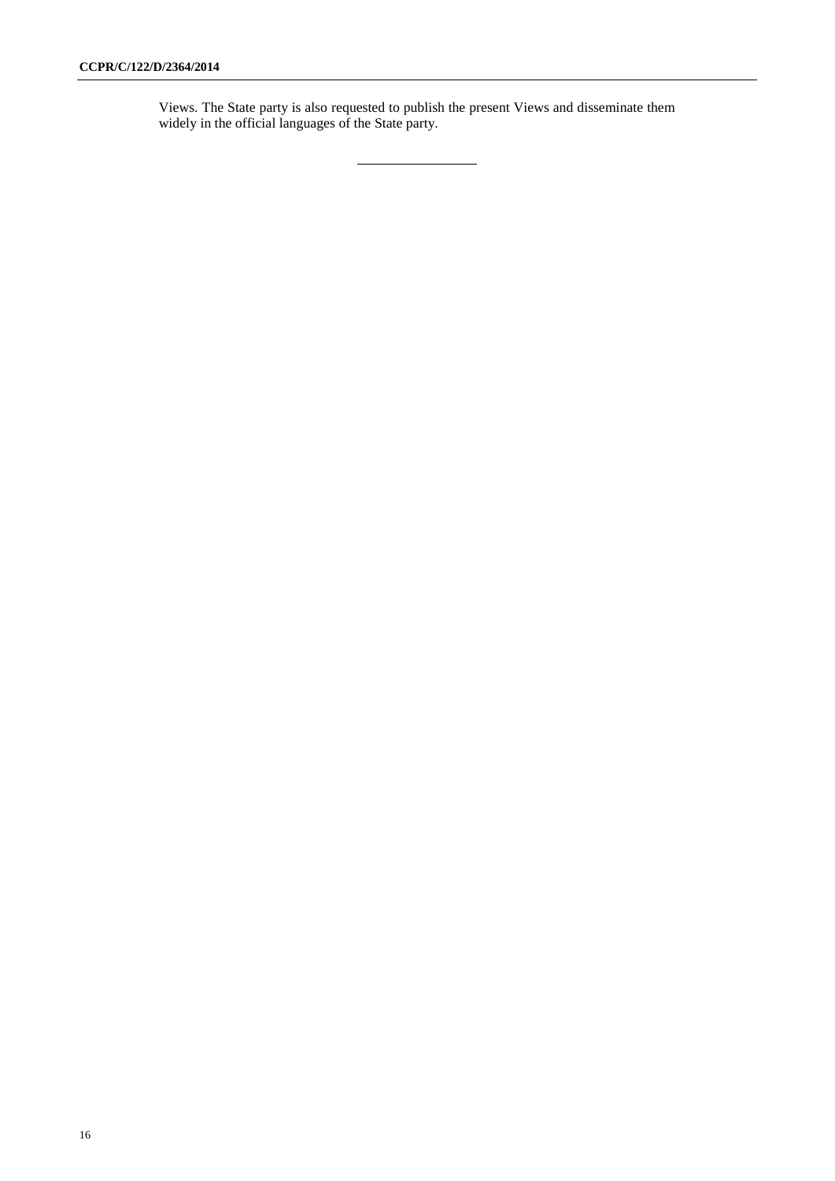Views. The State party is also requested to publish the present Views and disseminate them widely in the official languages of the State party.